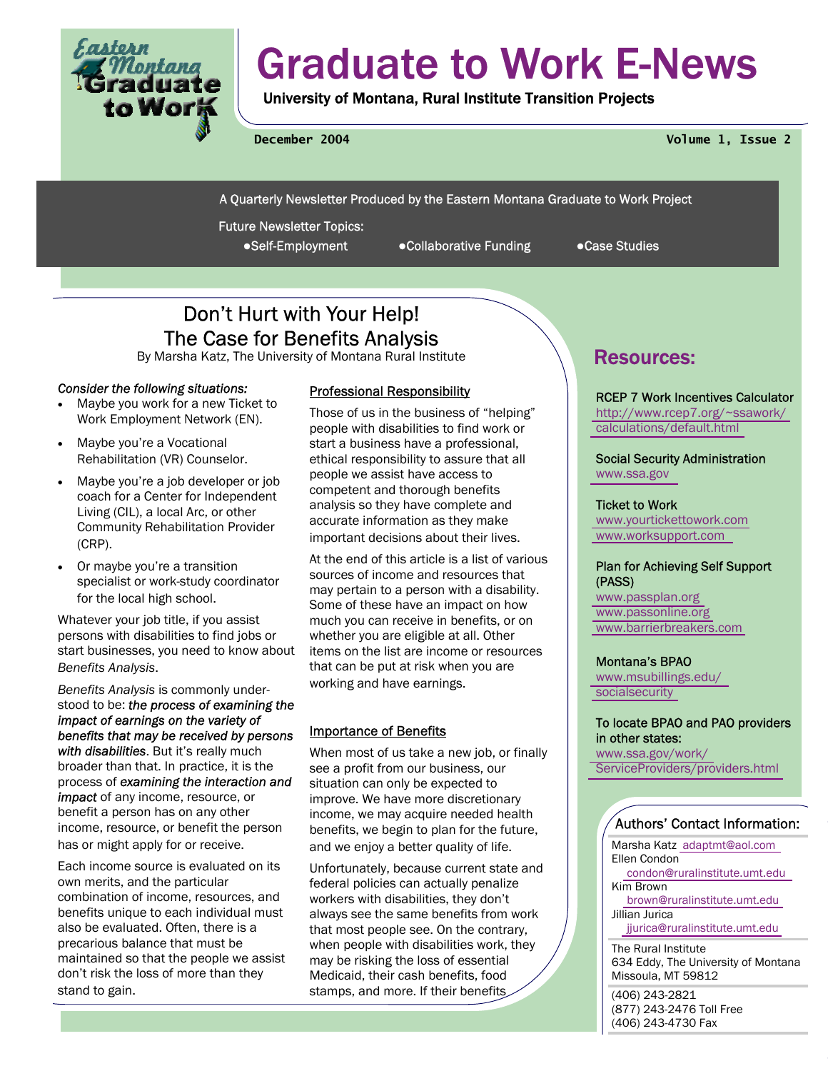# Graduate to Work E-News

**University of Montana, Rural Institute Transition Projects**

December 2004 — Volume 1, Issue 2

A Quarterly Newsletter Produced by the Eastern Montana Graduate to Work Project

Future Newsletter Topics:

- Self-Employment
- Collaborative Funding
- Case Studies

## Don't Hurt with Your Help! The Case for Benefits Analysis

By Marsha Katz, The University of Montana Rural Institute

*Consider the following situations:*

- Maybe you work for a new Ticket to Work Employment Network (EN).
- Maybe you're a Vocational Rehabilitation (VR) Counselor.
- Maybe you're a job developer or job coach for a Center for Independent Living (CIL), a local Arc, or other Community Rehabilitation Provider (CRP).
- Or maybe you're a transition specialist or work-study coordinator for the local high school.

Whatever your job title, if you assist persons with disabilities to find jobs or start businesses, you need to know about *Benefits Analysis*.

*Benefits Analysis* is commonly understood to be: ***the process of examining the impact of earnings on the variety of benefits that may be received by persons with disabilities***. But it's really much broader than that. In practice, it is the process of ***examining the interaction and impact*** of any income, resource, or benefit a person has on any other income, resource, or benefit the person has or might apply for or receive.

Each income source is evaluated on its own merits, and the particular combination of income, resources, and benefits unique to each individual must also be evaluated. Often, there is a precarious balance that must be maintained so that the people we assist don't risk the loss of more than they stand to gain.

### Professional Responsibility

Those of us in the business of "helping" people with disabilities to find work or start a business have a professional, ethical responsibility to assure that all people we assist have access to competent and thorough benefits analysis so they have complete and accurate information as they make important decisions about their lives.

At the end of this article is a list of various sources of income and resources that may pertain to a person with a disability. Some of these have an impact on how much you can receive in benefits, or on whether you are eligible at all. Other items on the list are income or resources that can be put at risk when you are working and have earnings.

### Importance of Benefits

When most of us take a new job, or finally see a profit from our business, our situation can only be expected to improve. We have more discretionary income, we may acquire needed health benefits, we begin to plan for the future, and we enjoy a better quality of life.

Unfortunately, because current state and federal policies can actually penalize workers with disabilities, they don't always see the same benefits from work that most people see. On the contrary, when people with disabilities work, they may be risking the loss of essential Medicaid, their cash benefits, food stamps, and more. If their benefits

## Resources:

**RCEP 7 Work Incentives Calculator**
http://www.rcep7.org/~ssawork/calculations/default.html

**Social Security Administration**
www.ssa.gov

**Ticket to Work**
www.yourtickettowork.com
www.worksupport.com

**Plan for Achieving Self Support (PASS)**
www.passplan.org
www.passonline.org
www.barrierbreakers.com

**Montana's BPAO**
www.msubillings.edu/socialsecurity

**To locate BPAO and PAO providers in other states:**
www.ssa.gov/work/ServiceProviders/providers.html

### Authors' Contact Information:

Marsha Katz adaptmt@aol.com
Ellen Condon condon@ruralinstitute.umt.edu
Kim Brown brown@ruralinstitute.umt.edu
Jillian Jurica jjurica@ruralinstitute.umt.edu

The Rural Institute
634 Eddy, The University of Montana
Missoula, MT 59812

(406) 243-2821
(877) 243-2476 Toll Free
(406) 243-4730 Fax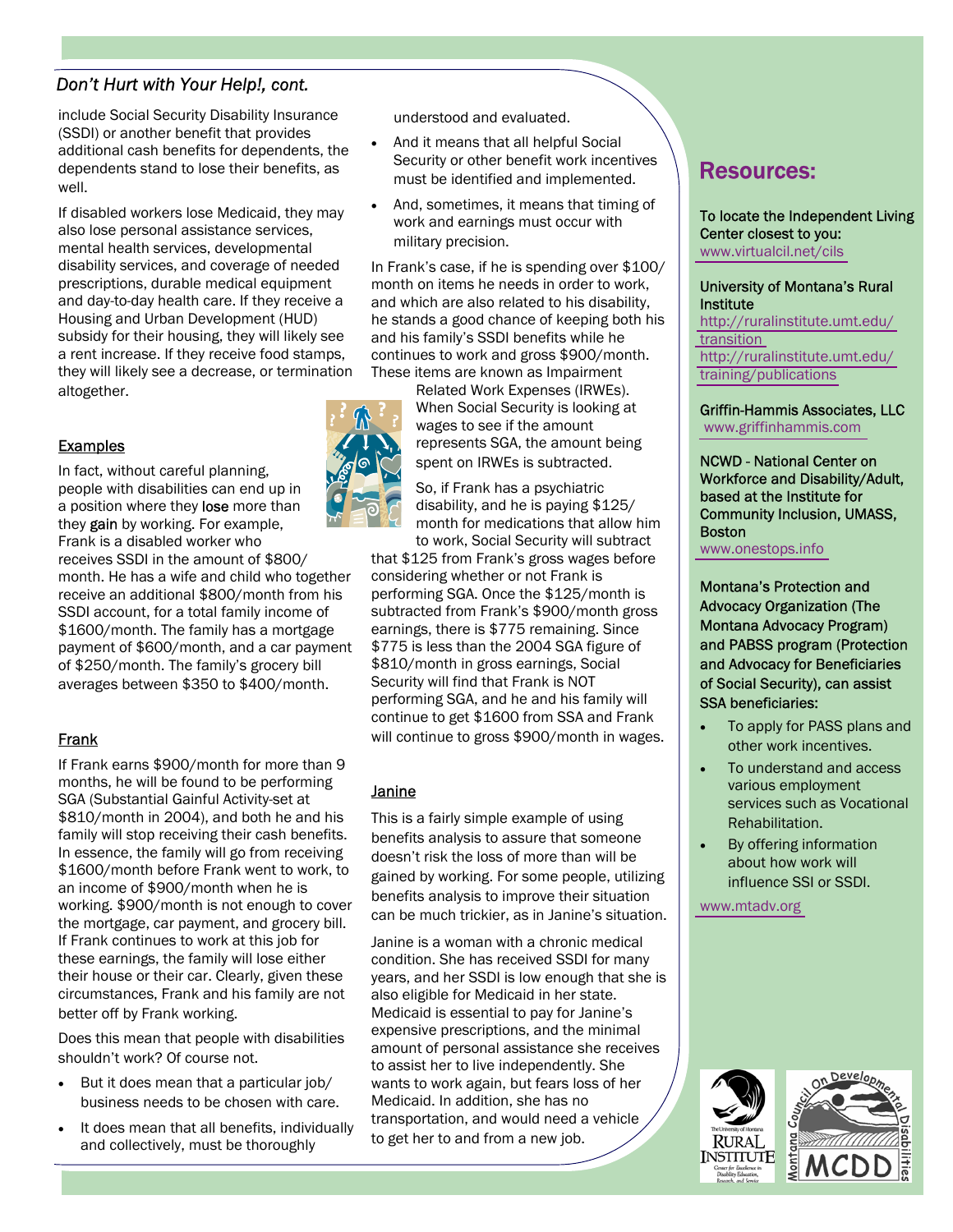## *Don't Hurt with Your Help!, cont.*

include Social Security Disability Insurance (SSDI) or another benefit that provides additional cash benefits for dependents, the dependents stand to lose their benefits, as well.

If disabled workers lose Medicaid, they may also lose personal assistance services, mental health services, developmental disability services, and coverage of needed prescriptions, durable medical equipment and day-to-day health care. If they receive a Housing and Urban Development (HUD) subsidy for their housing, they will likely see a rent increase. If they receive food stamps, they will likely see a decrease, or termination altogether.

### Examples

In fact, without careful planning, people with disabilities can end up in a position where they **lose** more than they **gain** by working. For example, Frank is a disabled worker who receives SSDI in the amount of $800/month. He has a wife and child who together receive an additional $800/month from his SSDI account, for a total family income of $1600/month. The family has a mortgage payment of $600/month, and a car payment of $250/month. The family's grocery bill averages between $350 to $400/month.

### Frank

If Frank earns $900/month for more than 9 months, he will be found to be performing SGA (Substantial Gainful Activity-set at $810/month in 2004), and both he and his family will stop receiving their cash benefits. In essence, the family will go from receiving $1600/month before Frank went to work, to an income of $900/month when he is working. $900/month is not enough to cover the mortgage, car payment, and grocery bill. If Frank continues to work at this job for these earnings, the family will lose either their house or their car. Clearly, given these circumstances, Frank and his family are not better off by Frank working.

Does this mean that people with disabilities shouldn't work? Of course not.

- But it does mean that a particular job/ business needs to be chosen with care.
- It does mean that all benefits, individually and collectively, must be thoroughly understood and evaluated.
- And it means that all helpful Social Security or other benefit work incentives must be identified and implemented.
- And, sometimes, it means that timing of work and earnings must occur with military precision.

In Frank's case, if he is spending over $100/ month on items he needs in order to work, and which are also related to his disability, he stands a good chance of keeping both his and his family's SSDI benefits while he continues to work and gross $900/month. These items are known as Impairment Related Work Expenses (IRWEs). When Social Security is looking at wages to see if the amount represents SGA, the amount being spent on IRWEs is subtracted.

So, if Frank has a psychiatric disability, and he is paying $125/ month for medications that allow him to work, Social Security will subtract that $125 from Frank's gross wages before considering whether or not Frank is performing SGA. Once the $125/month is subtracted from Frank's $900/month gross earnings, there is $775 remaining. Since $775 is less than the 2004 SGA figure of $810/month in gross earnings, Social Security will find that Frank is NOT performing SGA, and he and his family will continue to get $1600 from SSA and Frank will continue to gross $900/month in wages.

### Janine

This is a fairly simple example of using benefits analysis to assure that someone doesn't risk the loss of more than will be gained by working. For some people, utilizing benefits analysis to improve their situation can be much trickier, as in Janine's situation.

Janine is a woman with a chronic medical condition. She has received SSDI for many years, and her SSDI is low enough that she is also eligible for Medicaid in her state. Medicaid is essential to pay for Janine's expensive prescriptions, and the minimal amount of personal assistance she receives to assist her to live independently. She wants to work again, but fears loss of her Medicaid. In addition, she has no transportation, and would need a vehicle to get her to and from a new job.

## Resources:

To locate the Independent Living Center closest to you:
www.virtualcil.net/cils

University of Montana's Rural Institute
http://ruralinstitute.umt.edu/transition
http://ruralinstitute.umt.edu/training/publications

Griffin-Hammis Associates, LLC
www.griffinhammis.com

NCWD - National Center on Workforce and Disability/Adult, based at the Institute for Community Inclusion, UMASS, Boston
www.onestops.info

Montana's Protection and Advocacy Organization (The Montana Advocacy Program) and PABSS program (Protection and Advocacy for Beneficiaries of Social Security), can assist SSA beneficiaries:

- To apply for PASS plans and other work incentives.
- To understand and access various employment services such as Vocational Rehabilitation.
- By offering information about how work will influence SSI or SSDI.

www.mtadv.org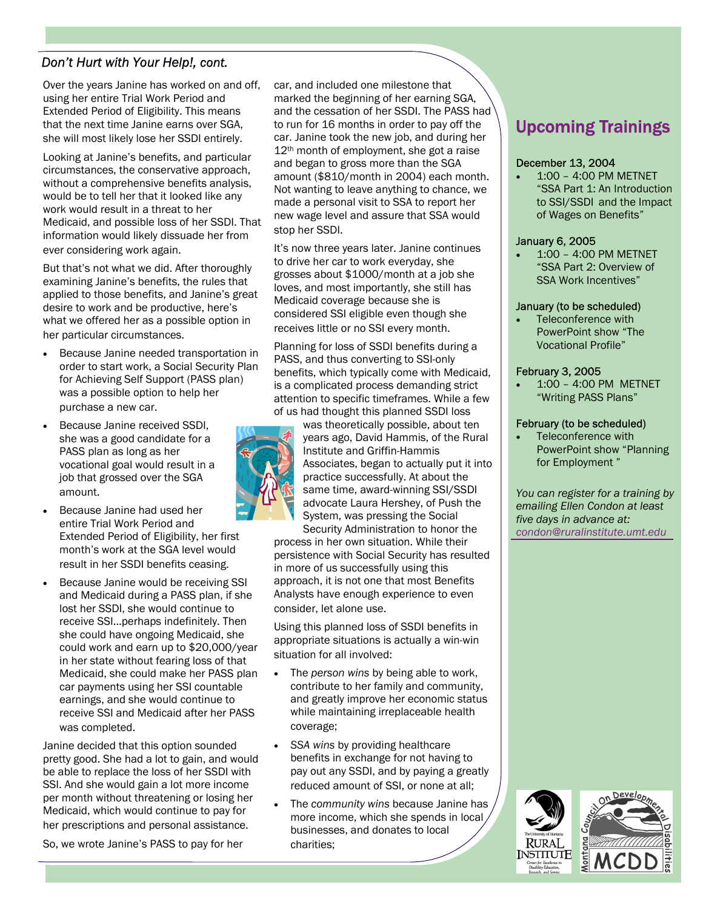*Don't Hurt with Your Help!, cont.*

Over the years Janine has worked on and off, using her entire Trial Work Period and Extended Period of Eligibility. This means that the next time Janine earns over SGA, she will most likely lose her SSDI entirely.

Looking at Janine's benefits, and particular circumstances, the conservative approach, without a comprehensive benefits analysis, would be to tell her that it looked like any work would result in a threat to her Medicaid, and possible loss of her SSDI. That information would likely dissuade her from ever considering work again.

But that's not what we did. After thoroughly examining Janine's benefits, the rules that applied to those benefits, and Janine's great desire to work and be productive, here's what we offered her as a possible option in her particular circumstances.

- Because Janine needed transportation in order to start work, a Social Security Plan for Achieving Self Support (PASS plan) was a possible option to help her purchase a new car.
- Because Janine received SSDI, she was a good candidate for a PASS plan as long as her vocational goal would result in a job that grossed over the SGA amount.
- Because Janine had used her entire Trial Work Period and Extended Period of Eligibility, her first month's work at the SGA level would result in her SSDI benefits ceasing.
- Because Janine would be receiving SSI and Medicaid during a PASS plan, if she lost her SSDI, she would continue to receive SSI…perhaps indefinitely. Then she could have ongoing Medicaid, she could work and earn up to $20,000/year in her state without fearing loss of that Medicaid, she could make her PASS plan car payments using her SSI countable earnings, and she would continue to receive SSI and Medicaid after her PASS was completed.

Janine decided that this option sounded pretty good. She had a lot to gain, and would be able to replace the loss of her SSDI with SSI. And she would gain a lot more income per month without threatening or losing her Medicaid, which would continue to pay for her prescriptions and personal assistance.

So, we wrote Janine's PASS to pay for her car, and included one milestone that marked the beginning of her earning SGA, and the cessation of her SSDI. The PASS had to run for 16 months in order to pay off the car. Janine took the new job, and during her 12th month of employment, she got a raise and began to gross more than the SGA amount ($810/month in 2004) each month. Not wanting to leave anything to chance, we made a personal visit to SSA to report her new wage level and assure that SSA would stop her SSDI.

It's now three years later. Janine continues to drive her car to work everyday, she grosses about $1000/month at a job she loves, and most importantly, she still has Medicaid coverage because she is considered SSI eligible even though she receives little or no SSI every month.

Planning for loss of SSDI benefits during a PASS, and thus converting to SSI-only benefits, which typically come with Medicaid, is a complicated process demanding strict attention to specific timeframes. While a few of us had thought this planned SSDI loss was theoretically possible, about ten years ago, David Hammis, of the Rural Institute and Griffin-Hammis Associates, began to actually put it into practice successfully. At about the same time, award-winning SSI/SSDI advocate Laura Hershey, of Push the System, was pressing the Social Security Administration to honor the process in her own situation. While their persistence with Social Security has resulted in more of us successfully using this approach, it is not one that most Benefits Analysts have enough experience to even consider, let alone use.

Using this planned loss of SSDI benefits in appropriate situations is actually a win-win situation for all involved:

- The *person wins* by being able to work, contribute to her family and community, and greatly improve her economic status while maintaining irreplaceable health coverage;
- *SSA wins* by providing healthcare benefits in exchange for not having to pay out any SSDI, and by paying a greatly reduced amount of SSI, or none at all;
- The *community wins* because Janine has more income, which she spends in local businesses, and donates to local charities;

## Upcoming Trainings

**December 13, 2004**

- 1:00 – 4:00 PM METNET "SSA Part 1: An Introduction to SSI/SSDI and the Impact of Wages on Benefits"

**January 6, 2005**

- 1:00 – 4:00 PM METNET "SSA Part 2: Overview of SSA Work Incentives"

**January (to be scheduled)**

- Teleconference with PowerPoint show "The Vocational Profile"

**February 3, 2005**

- 1:00 – 4:00 PM METNET "Writing PASS Plans"

**February (to be scheduled)**

- Teleconference with PowerPoint show "Planning for Employment"

*You can register for a training by emailing Ellen Condon at least five days in advance at: condon@ruralinstitute.umt.edu*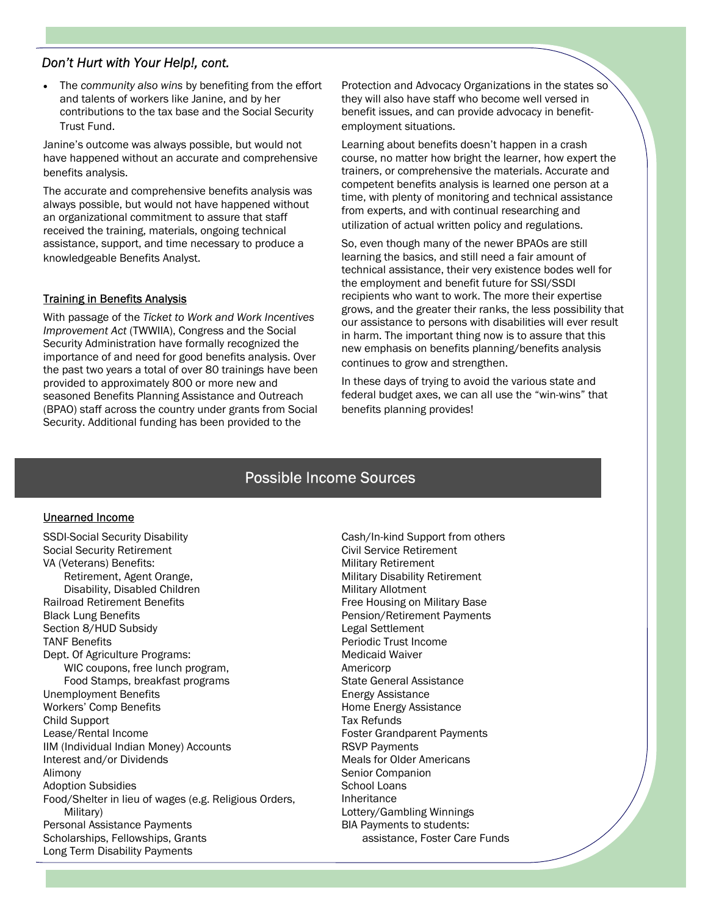### *Don't Hurt with Your Help!, cont.*

- The *community also wins* by benefiting from the effort and talents of workers like Janine, and by her contributions to the tax base and the Social Security Trust Fund.

Janine's outcome was always possible, but would not have happened without an accurate and comprehensive benefits analysis.

The accurate and comprehensive benefits analysis was always possible, but would not have happened without an organizational commitment to assure that staff received the training, materials, ongoing technical assistance, support, and time necessary to produce a knowledgeable Benefits Analyst.

#### Training in Benefits Analysis

With passage of the *Ticket to Work and Work Incentives Improvement Act* (TWWIIA), Congress and the Social Security Administration have formally recognized the importance of and need for good benefits analysis. Over the past two years a total of over 80 trainings have been provided to approximately 800 or more new and seasoned Benefits Planning Assistance and Outreach (BPAO) staff across the country under grants from Social Security. Additional funding has been provided to the Protection and Advocacy Organizations in the states so they will also have staff who become well versed in benefit issues, and can provide advocacy in benefit-employment situations.

Learning about benefits doesn't happen in a crash course, no matter how bright the learner, how expert the trainers, or comprehensive the materials. Accurate and competent benefits analysis is learned one person at a time, with plenty of monitoring and technical assistance from experts, and with continual researching and utilization of actual written policy and regulations.

So, even though many of the newer BPAOs are still learning the basics, and still need a fair amount of technical assistance, their very existence bodes well for the employment and benefit future for SSI/SSDI recipients who want to work. The more their expertise grows, and the greater their ranks, the less possibility that our assistance to persons with disabilities will ever result in harm. The important thing now is to assure that this new emphasis on benefits planning/benefits analysis continues to grow and strengthen.

In these days of trying to avoid the various state and federal budget axes, we can all use the "win-wins" that benefits planning provides!

## Possible Income Sources

#### Unearned Income

SSDI-Social Security Disability
Social Security Retirement
VA (Veterans) Benefits:
  Retirement, Agent Orange,
  Disability, Disabled Children
Railroad Retirement Benefits
Black Lung Benefits
Section 8/HUD Subsidy
TANF Benefits
Dept. Of Agriculture Programs:
  WIC coupons, free lunch program,
  Food Stamps, breakfast programs
Unemployment Benefits
Workers' Comp Benefits
Child Support
Lease/Rental Income
IIM (Individual Indian Money) Accounts
Interest and/or Dividends
Alimony
Adoption Subsidies
Food/Shelter in lieu of wages (e.g. Religious Orders, Military)
Personal Assistance Payments
Scholarships, Fellowships, Grants
Long Term Disability Payments
Cash/In-kind Support from others
Civil Service Retirement
Military Retirement
Military Disability Retirement
Military Allotment
Free Housing on Military Base
Pension/Retirement Payments
Legal Settlement
Periodic Trust Income
Medicaid Waiver
Americorp
State General Assistance
Energy Assistance
Home Energy Assistance
Tax Refunds
Foster Grandparent Payments
RSVP Payments
Meals for Older Americans
Senior Companion
School Loans
Inheritance
Lottery/Gambling Winnings
BIA Payments to students:
  assistance, Foster Care Funds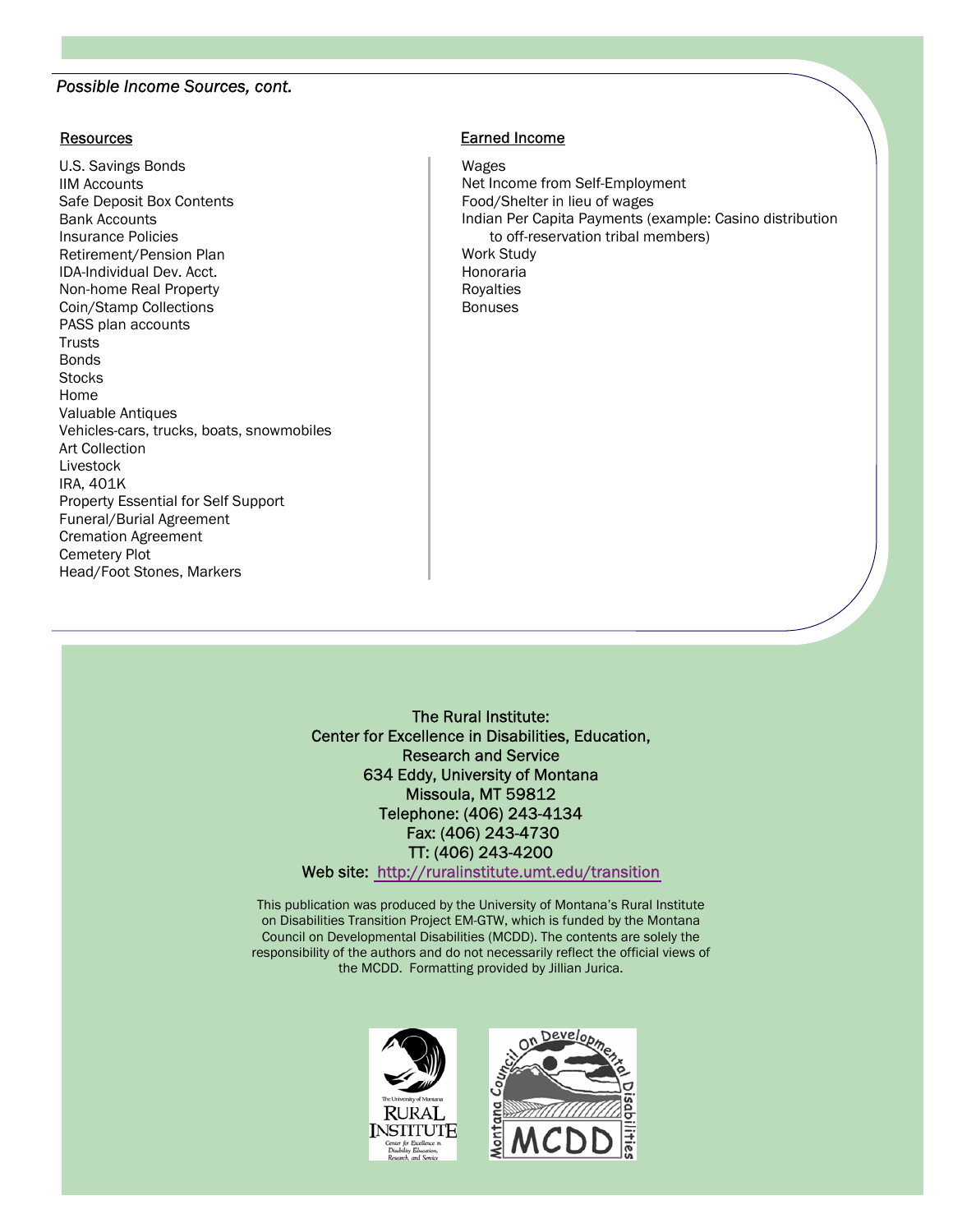*Possible Income Sources, cont.*

**Resources**

U.S. Savings Bonds
IIM Accounts
Safe Deposit Box Contents
Bank Accounts
Insurance Policies
Retirement/Pension Plan
IDA-Individual Dev. Acct.
Non-home Real Property
Coin/Stamp Collections
PASS plan accounts
Trusts
Bonds
Stocks
Home
Valuable Antiques
Vehicles-cars, trucks, boats, snowmobiles
Art Collection
Livestock
IRA, 401K
Property Essential for Self Support
Funeral/Burial Agreement
Cremation Agreement
Cemetery Plot
Head/Foot Stones, Markers

**Earned Income**

Wages
Net Income from Self-Employment
Food/Shelter in lieu of wages
Indian Per Capita Payments (example: Casino distribution to off-reservation tribal members)
Work Study
Honoraria
Royalties
Bonuses

The Rural Institute:
Center for Excellence in Disabilities, Education,
Research and Service
634 Eddy, University of Montana
Missoula, MT 59812
Telephone: (406) 243-4134
Fax: (406) 243-4730
TT: (406) 243-4200
Web site: http://ruralinstitute.umt.edu/transition

This publication was produced by the University of Montana's Rural Institute on Disabilities Transition Project EM-GTW, which is funded by the Montana Council on Developmental Disabilities (MCDD). The contents are solely the responsibility of the authors and do not necessarily reflect the official views of the MCDD. Formatting provided by Jillian Jurica.